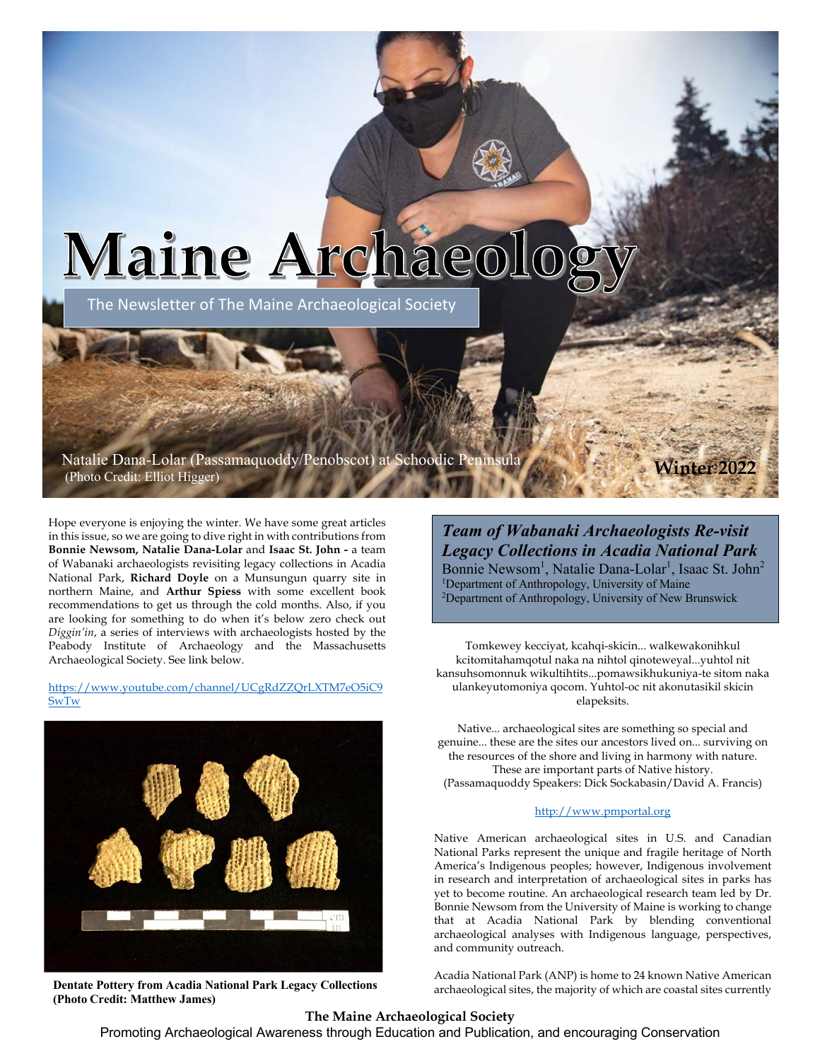# Maine Archaeology

The Newsletter of The Maine Archaeological Society

Natalie Dana-Lolar (Passamaquoddy/Penobscot) at Schoodic Peninsula
(Photo Credit: Elliot Higger)

**Winter 2022**

Hope everyone is enjoying the winter. We have some great articles in this issue, so we are going to dive right in with contributions from **Bonnie Newsom, Natalie Dana-Lolar** and **Isaac St. John -** a team of Wabanaki archaeologists revisiting legacy collections in Acadia National Park, **Richard Doyle** on a Munsungun quarry site in northern Maine, and **Arthur Spiess** with some excellent book recommendations to get us through the cold months. Also, if you are looking for something to do when it's below zero check out *Diggin'in*, a series of interviews with archaeologists hosted by the Peabody Institute of Archaeology and the Massachusetts Archaeological Society. See link below.

https://www.youtube.com/channel/UCgRdZZQrLXTM7eO5iC9SwTw

**Dentate Pottery from Acadia National Park Legacy Collections (Photo Credit: Matthew James)**

## *Team of Wabanaki Archaeologists Re-visit Legacy Collections in Acadia National Park*

Bonnie Newsom[1], Natalie Dana-Lolar[1], Isaac St. John[2]
[1]Department of Anthropology, University of Maine
[2]Department of Anthropology, University of New Brunswick

Tomkewey kecciyat, kcahqi-skicin... walkewakonihkul kcitomitahamqotul naka na nihtol qinoteweyal...yuhtol nit kansuhsomonnuk wikultihtits...pomawsikhukuniya-te sitom naka ulankeyutomoniya qocom. Yuhtol-oc nit akonutasikil skicin elapeksits.

Native... archaeological sites are something so special and genuine... these are the sites our ancestors lived on... surviving on the resources of the shore and living in harmony with nature. These are important parts of Native history.
(Passamaquoddy Speakers: Dick Sockabasin/David A. Francis)

http://www.pmportal.org

Native American archaeological sites in U.S. and Canadian National Parks represent the unique and fragile heritage of North America's Indigenous peoples; however, Indigenous involvement in research and interpretation of archaeological sites in parks has yet to become routine. An archaeological research team led by Dr. Bonnie Newsom from the University of Maine is working to change that at Acadia National Park by blending conventional archaeological analyses with Indigenous language, perspectives, and community outreach.

Acadia National Park (ANP) is home to 24 known Native American archaeological sites, the majority of which are coastal sites currently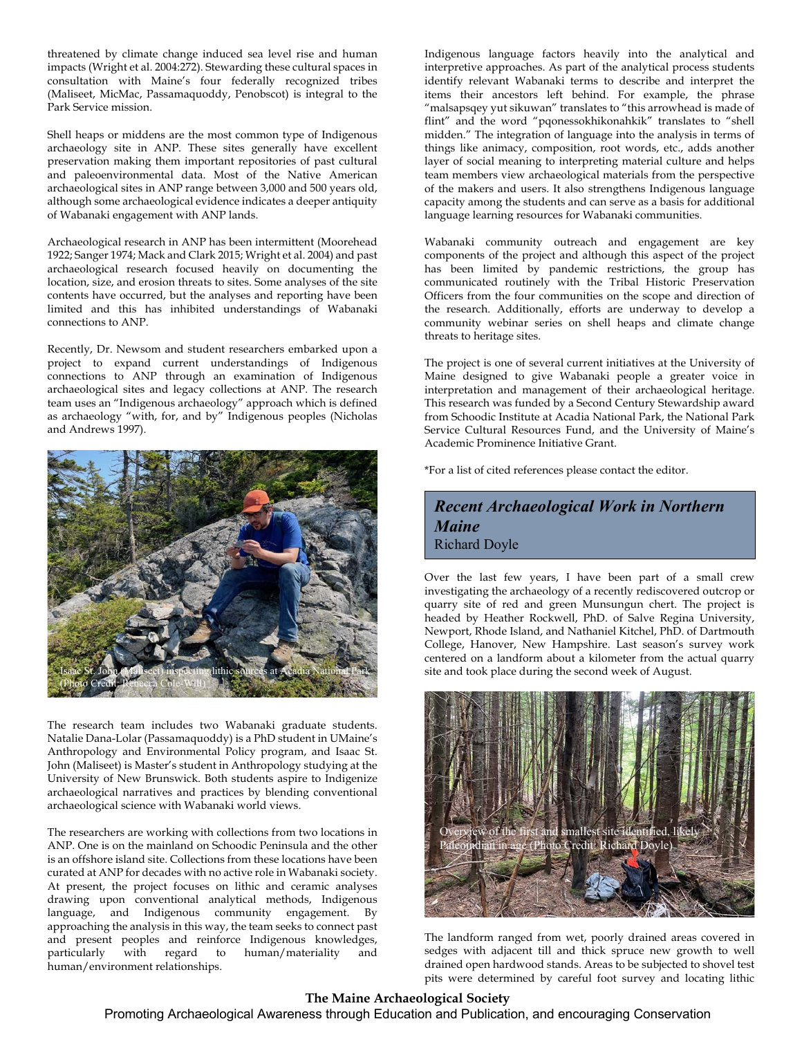threatened by climate change induced sea level rise and human impacts (Wright et al. 2004:272). Stewarding these cultural spaces in consultation with Maine's four federally recognized tribes (Maliseet, MicMac, Passamaquoddy, Penobscot) is integral to the Park Service mission.

Shell heaps or middens are the most common type of Indigenous archaeology site in ANP. These sites generally have excellent preservation making them important repositories of past cultural and paleoenvironmental data. Most of the Native American archaeological sites in ANP range between 3,000 and 500 years old, although some archaeological evidence indicates a deeper antiquity of Wabanaki engagement with ANP lands.

Archaeological research in ANP has been intermittent (Moorehead 1922; Sanger 1974; Mack and Clark 2015; Wright et al. 2004) and past archaeological research focused heavily on documenting the location, size, and erosion threats to sites. Some analyses of the site contents have occurred, but the analyses and reporting have been limited and this has inhibited understandings of Wabanaki connections to ANP.

Recently, Dr. Newsom and student researchers embarked upon a project to expand current understandings of Indigenous connections to ANP through an examination of Indigenous archaeological sites and legacy collections at ANP. The research team uses an "Indigenous archaeology" approach which is defined as archaeology "with, for, and by" Indigenous peoples (Nicholas and Andrews 1997).

Isaac St. John (Maliseet) inspecting lithic sources at Acadia National Park (Photo Credit: Rebecca Cole-Will)

The research team includes two Wabanaki graduate students. Natalie Dana-Lolar (Passamaquoddy) is a PhD student in UMaine's Anthropology and Environmental Policy program, and Isaac St. John (Maliseet) is Master's student in Anthropology studying at the University of New Brunswick. Both students aspire to Indigenize archaeological narratives and practices by blending conventional archaeological science with Wabanaki world views.

The researchers are working with collections from two locations in ANP. One is on the mainland on Schoodic Peninsula and the other is an offshore island site. Collections from these locations have been curated at ANP for decades with no active role in Wabanaki society. At present, the project focuses on lithic and ceramic analyses drawing upon conventional analytical methods, Indigenous language, and Indigenous community engagement. By approaching the analysis in this way, the team seeks to connect past and present peoples and reinforce Indigenous knowledges, particularly with regard to human/materiality and human/environment relationships.

Indigenous language factors heavily into the analytical and interpretive approaches. As part of the analytical process students identify relevant Wabanaki terms to describe and interpret the items their ancestors left behind. For example, the phrase "malsapsqey yut sikuwan" translates to "this arrowhead is made of flint" and the word "pqonessokhikonahkik" translates to "shell midden." The integration of language into the analysis in terms of things like animacy, composition, root words, etc., adds another layer of social meaning to interpreting material culture and helps team members view archaeological materials from the perspective of the makers and users. It also strengthens Indigenous language capacity among the students and can serve as a basis for additional language learning resources for Wabanaki communities.

Wabanaki community outreach and engagement are key components of the project and although this aspect of the project has been limited by pandemic restrictions, the group has communicated routinely with the Tribal Historic Preservation Officers from the four communities on the scope and direction of the research. Additionally, efforts are underway to develop a community webinar series on shell heaps and climate change threats to heritage sites.

The project is one of several current initiatives at the University of Maine designed to give Wabanaki people a greater voice in interpretation and management of their archaeological heritage. This research was funded by a Second Century Stewardship award from Schoodic Institute at Acadia National Park, the National Park Service Cultural Resources Fund, and the University of Maine's Academic Prominence Initiative Grant.

*For a list of cited references please contact the editor.

## *Recent Archaeological Work in Northern Maine*

Richard Doyle

Over the last few years, I have been part of a small crew investigating the archaeology of a recently rediscovered outcrop or quarry site of red and green Munsungun chert. The project is headed by Heather Rockwell, PhD. of Salve Regina University, Newport, Rhode Island, and Nathaniel Kitchel, PhD. of Dartmouth College, Hanover, New Hampshire. Last season's survey work centered on a landform about a kilometer from the actual quarry site and took place during the second week of August.

Overview of the first and smallest site identified, likely Paleoindian in age (Photo Credit: Richard Doyle)

The landform ranged from wet, poorly drained areas covered in sedges with adjacent till and thick spruce new growth to well drained open hardwood stands. Areas to be subjected to shovel test pits were determined by careful foot survey and locating lithic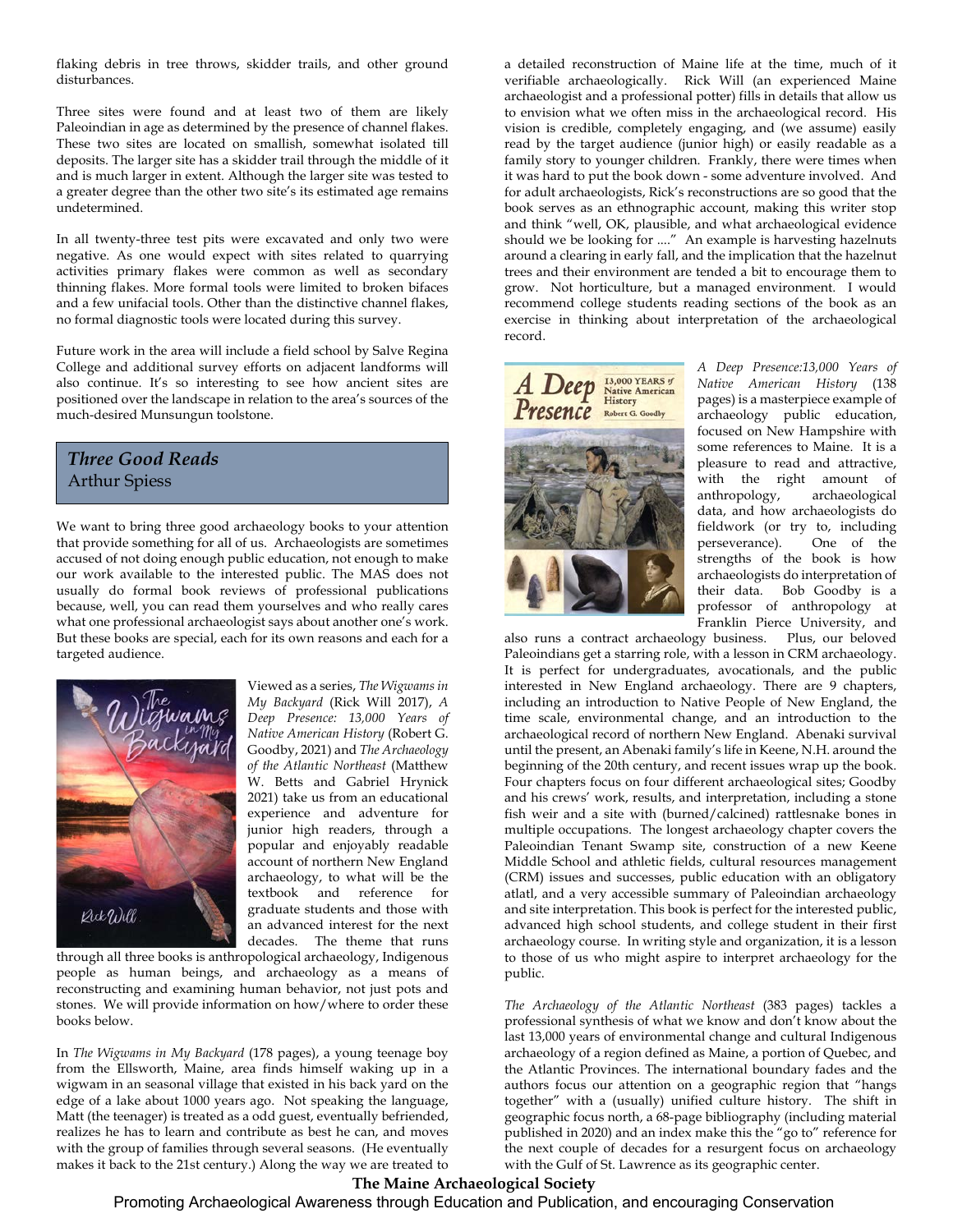flaking debris in tree throws, skidder trails, and other ground disturbances.

Three sites were found and at least two of them are likely Paleoindian in age as determined by the presence of channel flakes. These two sites are located on smallish, somewhat isolated till deposits. The larger site has a skidder trail through the middle of it and is much larger in extent. Although the larger site was tested to a greater degree than the other two site's its estimated age remains undetermined.

In all twenty-three test pits were excavated and only two were negative. As one would expect with sites related to quarrying activities primary flakes were common as well as secondary thinning flakes. More formal tools were limited to broken bifaces and a few unifacial tools. Other than the distinctive channel flakes, no formal diagnostic tools were located during this survey.

Future work in the area will include a field school by Salve Regina College and additional survey efforts on adjacent landforms will also continue. It's so interesting to see how ancient sites are positioned over the landscape in relation to the area's sources of the much-desired Munsungun toolstone.

## *Three Good Reads*

Arthur Spiess

We want to bring three good archaeology books to your attention that provide something for all of us. Archaeologists are sometimes accused of not doing enough public education, not enough to make our work available to the interested public. The MAS does not usually do formal book reviews of professional publications because, well, you can read them yourselves and who really cares what one professional archaeologist says about another one's work. But these books are special, each for its own reasons and each for a targeted audience.

Viewed as a series, *The Wigwams in My Backyard* (Rick Will 2017), *A Deep Presence: 13,000 Years of Native American History* (Robert G. Goodby, 2021) and *The Archaeology of the Atlantic Northeast* (Matthew W. Betts and Gabriel Hrynick 2021) take us from an educational experience and adventure for junior high readers, through a popular and enjoyably readable account of northern New England archaeology, to what will be the textbook and reference for graduate students and those with an advanced interest for the next decades. The theme that runs through all three books is anthropological archaeology, Indigenous people as human beings, and archaeology as a means of reconstructing and examining human behavior, not just pots and stones. We will provide information on how/where to order these books below.

In *The Wigwams in My Backyard* (178 pages), a young teenage boy from the Ellsworth, Maine, area finds himself waking up in a wigwam in an seasonal village that existed in his back yard on the edge of a lake about 1000 years ago. Not speaking the language, Matt (the teenager) is treated as a odd guest, eventually befriended, realizes he has to learn and contribute as best he can, and moves with the group of families through several seasons. (He eventually makes it back to the 21st century.) Along the way we are treated to a detailed reconstruction of Maine life at the time, much of it verifiable archaeologically. Rick Will (an experienced Maine archaeologist and a professional potter) fills in details that allow us to envision what we often miss in the archaeological record. His vision is credible, completely engaging, and (we assume) easily read by the target audience (junior high) or easily readable as a family story to younger children. Frankly, there were times when it was hard to put the book down - some adventure involved. And for adult archaeologists, Rick's reconstructions are so good that the book serves as an ethnographic account, making this writer stop and think "well, OK, plausible, and what archaeological evidence should we be looking for ...." An example is harvesting hazelnuts around a clearing in early fall, and the implication that the hazelnut trees and their environment are tended a bit to encourage them to grow. Not horticulture, but a managed environment. I would recommend college students reading sections of the book as an exercise in thinking about interpretation of the archaeological record.

*A Deep Presence:13,000 Years of Native American History* (138 pages) is a masterpiece example of archaeology public education, focused on New Hampshire with some references to Maine. It is a pleasure to read and attractive, with the right amount of anthropology, archaeological data, and how archaeologists do fieldwork (or try to, including perseverance). One of the strengths of the book is how archaeologists do interpretation of their data. Bob Goodby is a professor of anthropology at Franklin Pierce University, and also runs a contract archaeology business. Plus, our beloved Paleoindians get a starring role, with a lesson in CRM archaeology. It is perfect for undergraduates, avocationals, and the public interested in New England archaeology. There are 9 chapters, including an introduction to Native People of New England, the time scale, environmental change, and an introduction to the archaeological record of northern New England. Abenaki survival until the present, an Abenaki family's life in Keene, N.H. around the beginning of the 20th century, and recent issues wrap up the book. Four chapters focus on four different archaeological sites; Goodby and his crews' work, results, and interpretation, including a stone fish weir and a site with (burned/calcined) rattlesnake bones in multiple occupations. The longest archaeology chapter covers the Paleoindian Tenant Swamp site, construction of a new Keene Middle School and athletic fields, cultural resources management (CRM) issues and successes, public education with an obligatory atlatl, and a very accessible summary of Paleoindian archaeology and site interpretation. This book is perfect for the interested public, advanced high school students, and college student in their first archaeology course. In writing style and organization, it is a lesson to those of us who might aspire to interpret archaeology for the public.

*The Archaeology of the Atlantic Northeast* (383 pages) tackles a professional synthesis of what we know and don't know about the last 13,000 years of environmental change and cultural Indigenous archaeology of a region defined as Maine, a portion of Quebec, and the Atlantic Provinces. The international boundary fades and the authors focus our attention on a geographic region that "hangs together" with a (usually) unified culture history. The shift in geographic focus north, a 68-page bibliography (including material published in 2020) and an index make this the "go to" reference for the next couple of decades for a resurgent focus on archaeology with the Gulf of St. Lawrence as its geographic center.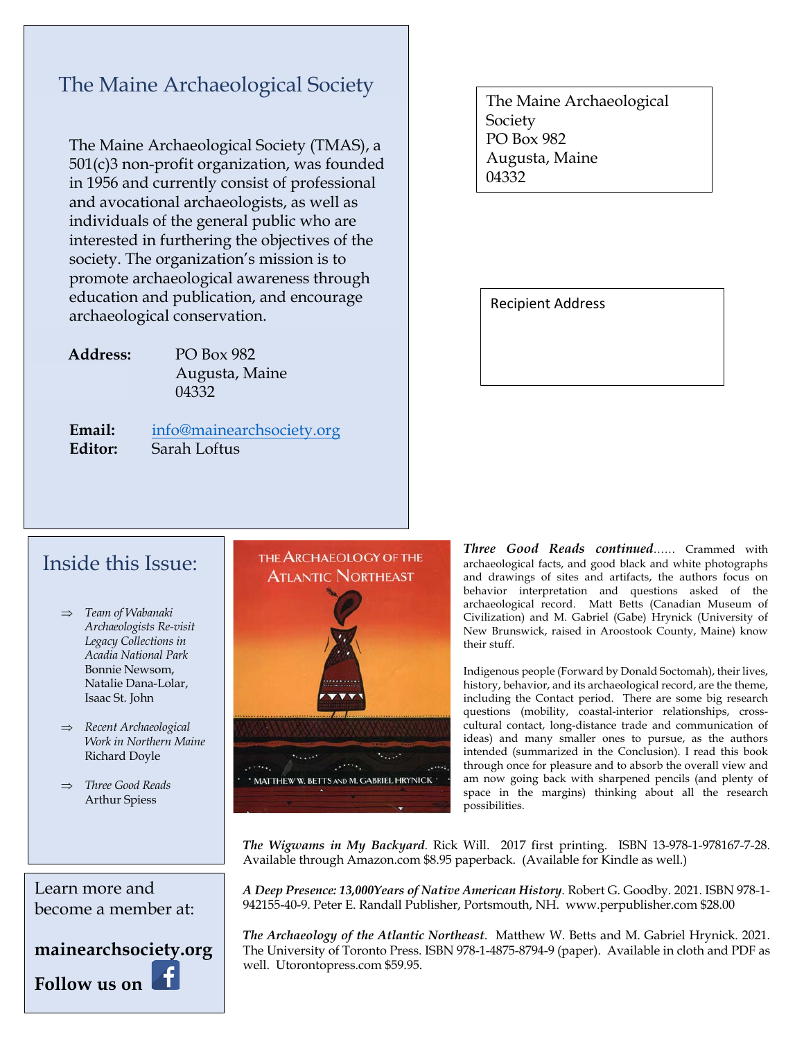## The Maine Archaeological Society

The Maine Archaeological Society (TMAS), a 501(c)3 non-profit organization, was founded in 1956 and currently consist of professional and avocational archaeologists, as well as individuals of the general public who are interested in furthering the objectives of the society. The organization's mission is to promote archaeological awareness through education and publication, and encourage archaeological conservation.

**Address:** PO Box 982
Augusta, Maine
04332

**Email:** info@mainearchsociety.org
**Editor:** Sarah Loftus

The Maine Archaeological Society
PO Box 982
Augusta, Maine
04332

Recipient Address

## Inside this Issue:

- *Team of Wabanaki Archaeologists Re-visit Legacy Collections in Acadia National Park* Bonnie Newsom, Natalie Dana-Lolar, Isaac St. John
- *Recent Archaeological Work in Northern Maine* Richard Doyle
- *Three Good Reads* Arthur Spiess

Learn more and become a member at:

**mainearchsociety.org**

**Follow us on**

***Three Good Reads continued***…… Crammed with archaeological facts, and good black and white photographs and drawings of sites and artifacts, the authors focus on behavior interpretation and questions asked of the archaeological record. Matt Betts (Canadian Museum of Civilization) and M. Gabriel (Gabe) Hrynick (University of New Brunswick, raised in Aroostook County, Maine) know their stuff.

Indigenous people (Forward by Donald Soctomah), their lives, history, behavior, and its archaeological record, are the theme, including the Contact period. There are some big research questions (mobility, coastal-interior relationships, cross-cultural contact, long-distance trade and communication of ideas) and many smaller ones to pursue, as the authors intended (summarized in the Conclusion). I read this book through once for pleasure and to absorb the overall view and am now going back with sharpened pencils (and plenty of space in the margins) thinking about all the research possibilities.

***The Wigwams in My Backyard***. Rick Will. 2017 first printing. ISBN 13-978-1-978167-7-28. Available through Amazon.com $8.95 paperback. (Available for Kindle as well.)

***A Deep Presence: 13,000Years of Native American History***. Robert G. Goodby. 2021. ISBN 978-1-942155-40-9. Peter E. Randall Publisher, Portsmouth, NH. www.perpublisher.com $28.00

***The Archaeology of the Atlantic Northeast***. Matthew W. Betts and M. Gabriel Hrynick. 2021. The University of Toronto Press. ISBN 978-1-4875-8794-9 (paper). Available in cloth and PDF as well. Utorontopress.com $59.95.